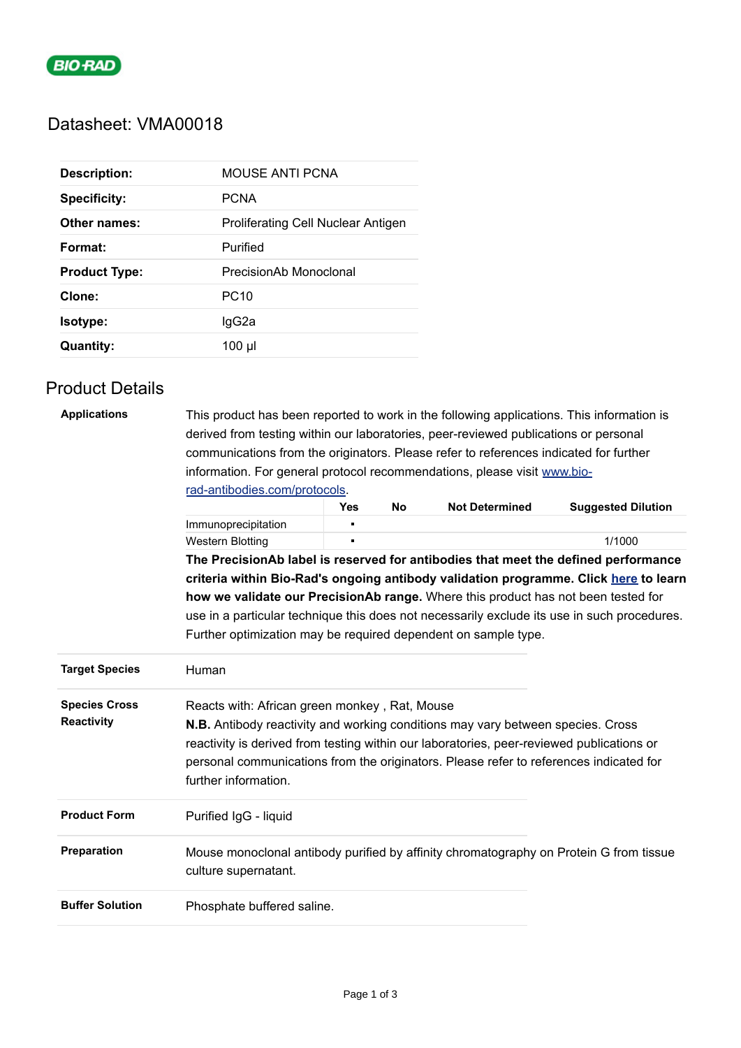# Datasheet: VMA00018

| | |
|---|---|
| **Description:** | MOUSE ANTI PCNA |
| **Specificity:** | PCNA |
| **Other names:** | Proliferating Cell Nuclear Antigen |
| **Format:** | Purified |
| **Product Type:** | PrecisionAb Monoclonal |
| **Clone:** | PC10 |
| **Isotype:** | IgG2a |
| **Quantity:** | 100 µl |

## Product Details

**Applications**

This product has been reported to work in the following applications. This information is derived from testing within our laboratories, peer-reviewed publications or personal communications from the originators. Please refer to references indicated for further information. For general protocol recommendations, please visit [www.bio-rad-antibodies.com/protocols](www.bio-rad-antibodies.com/protocols).

| | Yes | No | Not Determined | Suggested Dilution |
|---|---|---|---|---|
| Immunoprecipitation | ▪ | | | |
| Western Blotting | ▪ | | | 1/1000 |

**The PrecisionAb label is reserved for antibodies that meet the defined performance criteria within Bio-Rad's ongoing antibody validation programme. Click [here]() to learn how we validate our PrecisionAb range.** Where this product has not been tested for use in a particular technique this does not necessarily exclude its use in such procedures. Further optimization may be required dependent on sample type.

**Target Species**

Human

**Species Cross Reactivity**

Reacts with: African green monkey , Rat, Mouse

**N.B.** Antibody reactivity and working conditions may vary between species. Cross reactivity is derived from testing within our laboratories, peer-reviewed publications or personal communications from the originators. Please refer to references indicated for further information.

**Product Form**

Purified IgG - liquid

**Preparation**

Mouse monoclonal antibody purified by affinity chromatography on Protein G from tissue culture supernatant.

**Buffer Solution**

Phosphate buffered saline.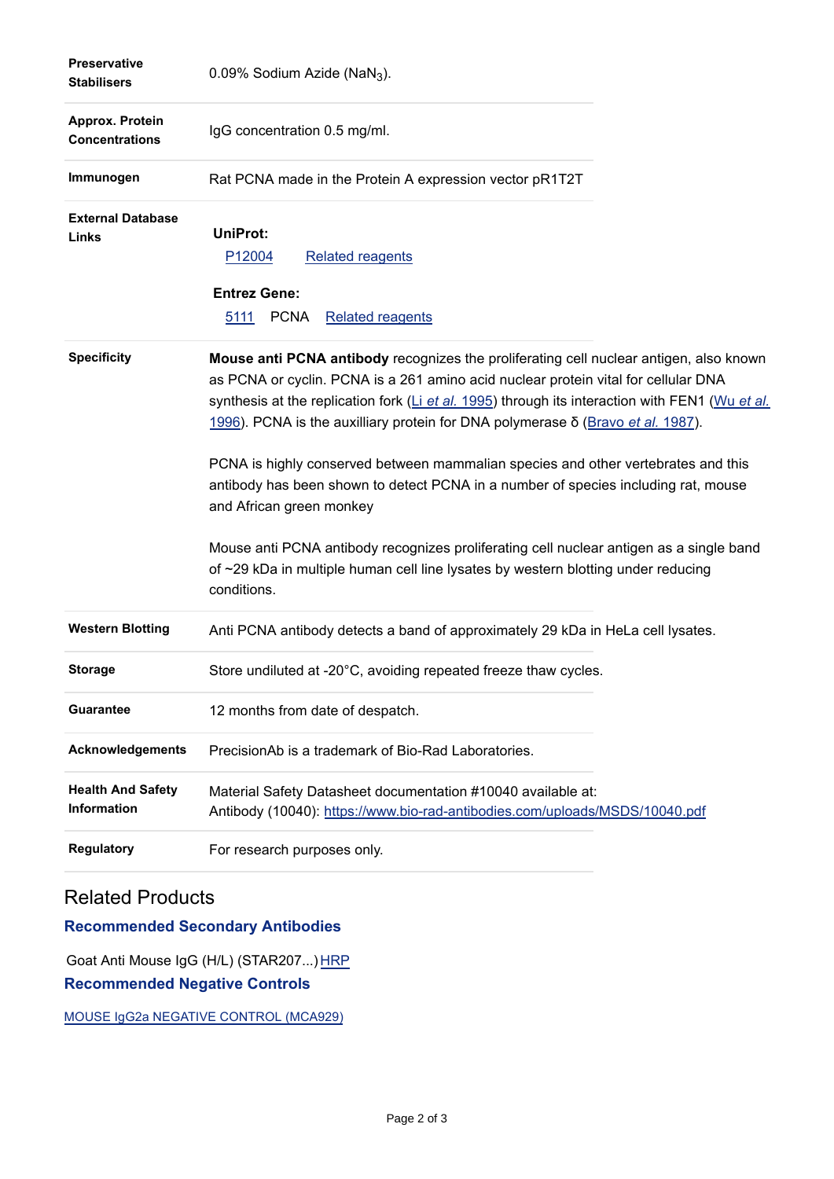| | |
|---|---|
| **Preservative Stabilisers** | 0.09% Sodium Azide ($NaN_3$). |
| **Approx. Protein Concentrations** | IgG concentration 0.5 mg/ml. |
| **Immunogen** | Rat PCNA made in the Protein A expression vector pR1T2T |
| **External Database Links** | **UniProt:**<br>P12004 Related reagents<br><br>**Entrez Gene:**<br>5111 PCNA Related reagents |
| **Specificity** | **Mouse anti PCNA antibody** recognizes the proliferating cell nuclear antigen, also known as PCNA or cyclin. PCNA is a 261 amino acid nuclear protein vital for cellular DNA synthesis at the replication fork (Li *et al.* 1995) through its interaction with FEN1 (Wu *et al.* 1996). PCNA is the auxilliary protein for DNA polymerase δ (Bravo *et al.* 1987).<br><br>PCNA is highly conserved between mammalian species and other vertebrates and this antibody has been shown to detect PCNA in a number of species including rat, mouse and African green monkey<br><br>Mouse anti PCNA antibody recognizes proliferating cell nuclear antigen as a single band of ~29 kDa in multiple human cell line lysates by western blotting under reducing conditions. |
| **Western Blotting** | Anti PCNA antibody detects a band of approximately 29 kDa in HeLa cell lysates. |
| **Storage** | Store undiluted at -20°C, avoiding repeated freeze thaw cycles. |
| **Guarantee** | 12 months from date of despatch. |
| **Acknowledgements** | PrecisionAb is a trademark of Bio-Rad Laboratories. |
| **Health And Safety Information** | Material Safety Datasheet documentation #10040 available at:<br>Antibody (10040): https://www.bio-rad-antibodies.com/uploads/MSDS/10040.pdf |
| **Regulatory** | For research purposes only. |

## Related Products

### Recommended Secondary Antibodies

Goat Anti Mouse IgG (H/L) (STAR207...) HRP

### Recommended Negative Controls

MOUSE IgG2a NEGATIVE CONTROL (MCA929)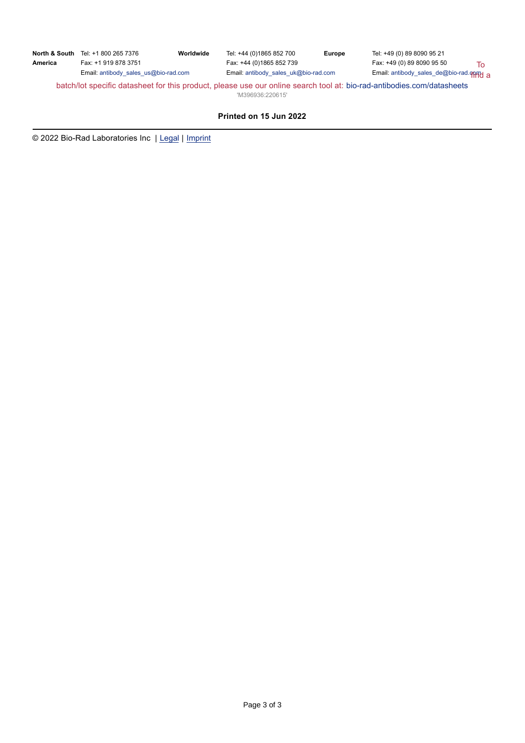| | | | | | |
|---|---|---|---|---|---|
| **North & South America** | Tel: +1 800 265 7376<br>Fax: +1 919 878 3751<br>Email: antibody_sales_us@bio-rad.com | **Worldwide** | Tel: +44 (0)1865 852 700<br>Fax: +44 (0)1865 852 739<br>Email: antibody_sales_uk@bio-rad.com | **Europe** | Tel: +49 (0) 89 8090 95 21<br>Fax: +49 (0) 89 8090 95 50<br>Email: antibody_sales_de@bio-rad.com |

To find a batch/lot specific datasheet for this product, please use our online search tool at: bio-rad-antibodies.com/datasheets

'M396936:220615'

**Printed on 15 Jun 2022**

© 2022 Bio-Rad Laboratories Inc | Legal | Imprint